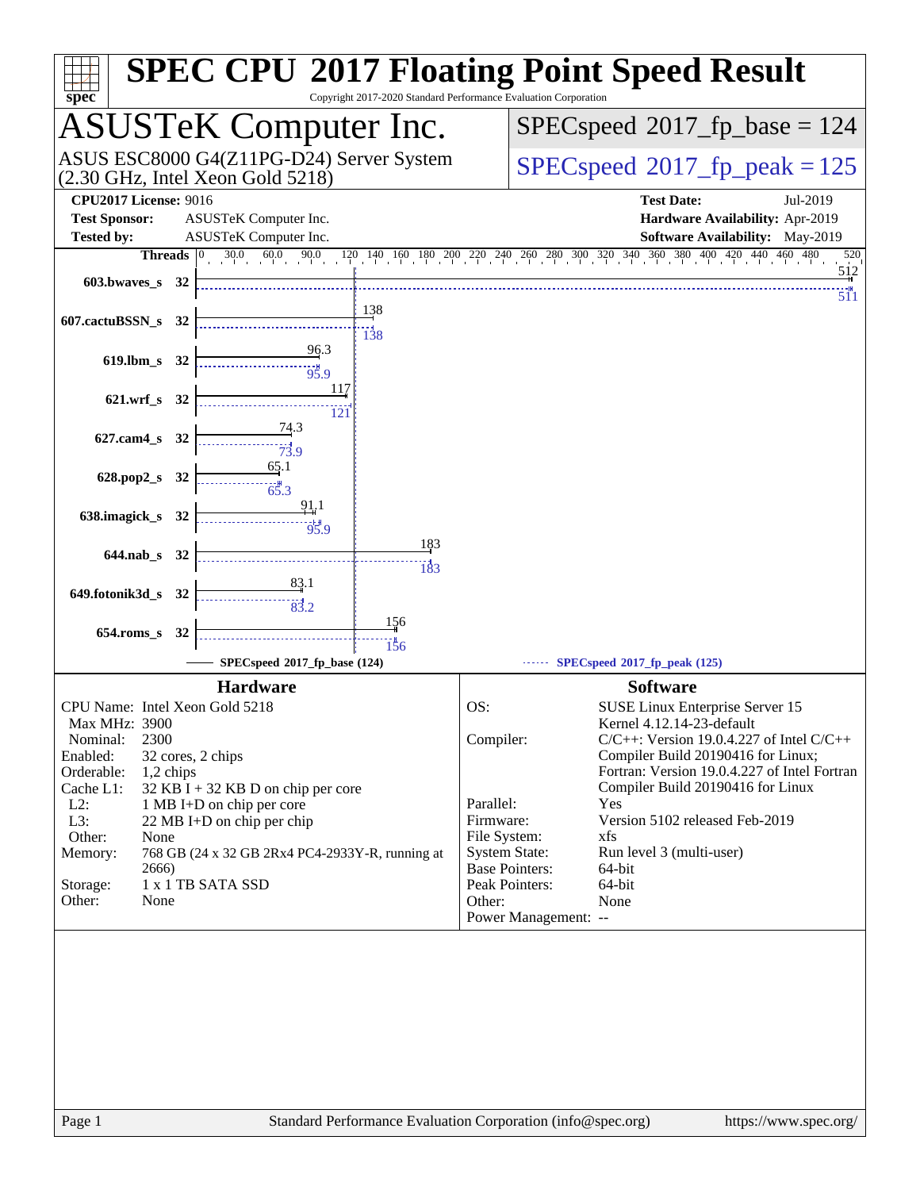# SPEC CPU 2017 Floating Point Speed Result

Copyright 2017-2020 Standard Performance Evaluation Corporation

## ASUSTeK Computer Inc.

ASUS ESC8000 G4(Z11PG-D24) Server System
(2.30 GHz, Intel Xeon Gold 5218)

SPECspeed 2017_fp_base = 124

SPECspeed 2017_fp_peak = 125

**CPU2017 License:** 9016
**Test Sponsor:** ASUSTeK Computer Inc.
**Tested by:** ASUSTeK Computer Inc.

**Test Date:** Jul-2019
**Hardware Availability:** Apr-2019
**Software Availability:** May-2019

| Benchmark | Threads | Base | Peak |
|---|---|---|---|
| 603.bwaves_s | 32 | 512 | 511 |
| 607.cactuBSSN_s | 32 | 138 | 138 |
| 619.lbm_s | 32 | 96.3 | 95.9 |
| 621.wrf_s | 32 | 117 | 121 |
| 627.cam4_s | 32 | 74.3 | 73.9 |
| 628.pop2_s | 32 | 65.1 | 65.3 |
| 638.imagick_s | 32 | 91.1 | 95.9 |
| 644.nab_s | 32 | 183 | 183 |
| 649.fotonik3d_s | 32 | 83.1 | 83.2 |
| 654.roms_s | 32 | 156 | 156 |

SPECspeed 2017_fp_base (124)    SPECspeed 2017_fp_peak (125)

### Hardware

| | |
|---|---|
| CPU Name: | Intel Xeon Gold 5218 |
| Max MHz: | 3900 |
| Nominal: | 2300 |
| Enabled: | 32 cores, 2 chips |
| Orderable: | 1,2 chips |
| Cache L1: | 32 KB I + 32 KB D on chip per core |
| L2: | 1 MB I+D on chip per core |
| L3: | 22 MB I+D on chip per chip |
| Other: | None |
| Memory: | 768 GB (24 x 32 GB 2Rx4 PC4-2933Y-R, running at 2666) |
| Storage: | 1 x 1 TB SATA SSD |
| Other: | None |

### Software

| | |
|---|---|
| OS: | SUSE Linux Enterprise Server 15 Kernel 4.12.14-23-default |
| Compiler: | C/C++: Version 19.0.4.227 of Intel C/C++ Compiler Build 20190416 for Linux; Fortran: Version 19.0.4.227 of Intel Fortran Compiler Build 20190416 for Linux |
| Parallel: | Yes |
| Firmware: | Version 5102 released Feb-2019 |
| File System: | xfs |
| System State: | Run level 3 (multi-user) |
| Base Pointers: | 64-bit |
| Peak Pointers: | 64-bit |
| Other: | None |
| Power Management: | -- |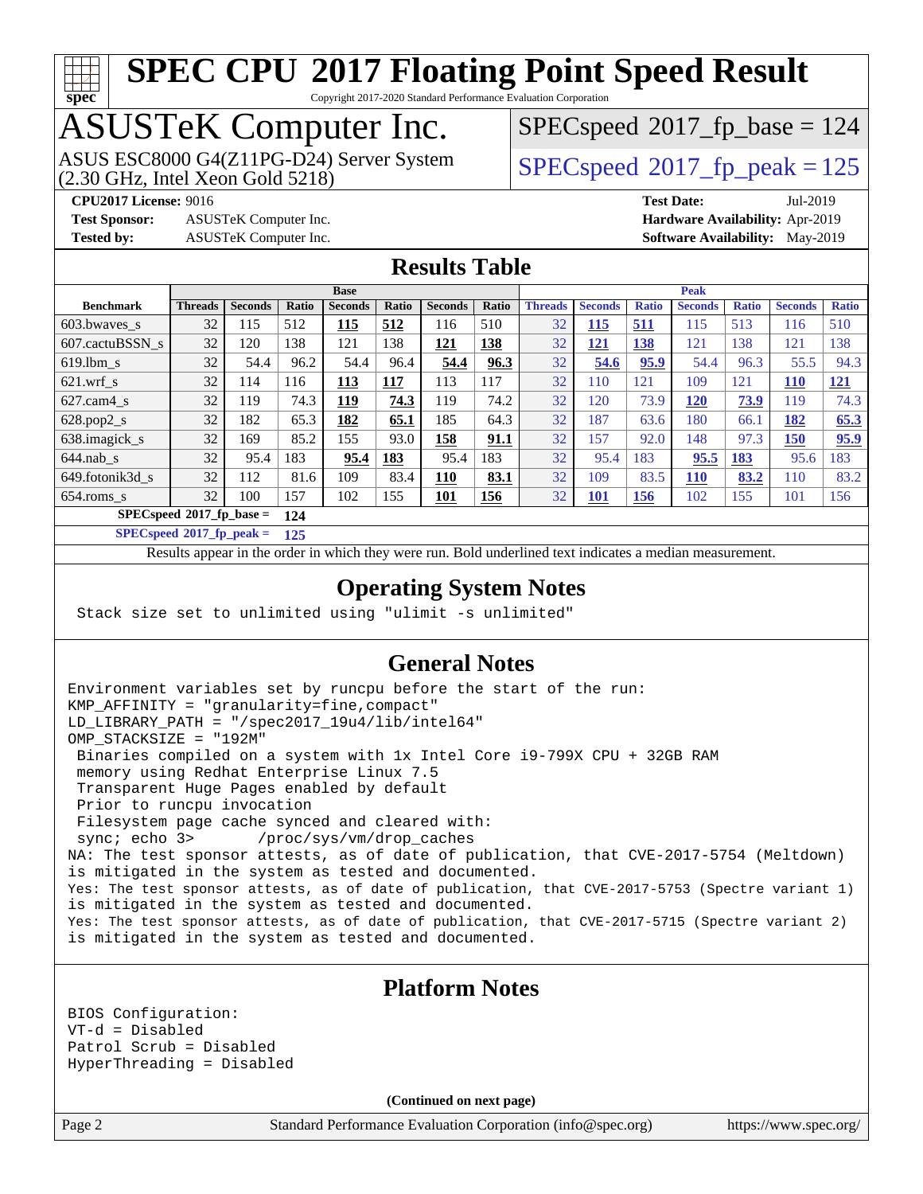# SPEC CPU 2017 Floating Point Speed Result

Copyright 2017-2020 Standard Performance Evaluation Corporation

# ASUSTeK Computer Inc.

ASUS ESC8000 G4(Z11PG-D24) Server System
(2.30 GHz, Intel Xeon Gold 5218)

SPECspeed 2017_fp_base = 124

SPECspeed 2017_fp_peak = 125

**CPU2017 License:** 9016
**Test Sponsor:** ASUSTeK Computer Inc.
**Tested by:** ASUSTeK Computer Inc.

**Test Date:** Jul-2019
**Hardware Availability:** Apr-2019
**Software Availability:** May-2019

## Results Table

| Benchmark | Base | | | | | | | Peak | | | | | | |
|---|---|---|---|---|---|---|---|---|---|---|---|---|---|---|
| | Threads | Seconds | Ratio | Seconds | Ratio | Seconds | Ratio | Threads | Seconds | Ratio | Seconds | Ratio | Seconds | Ratio |
| 603.bwaves_s | 32 | 115 | 512 | **115** | **512** | 116 | 510 | 32 | **115** | **511** | 115 | 513 | 116 | 510 |
| 607.cactuBSSN_s | 32 | 120 | 138 | 121 | 138 | **121** | **138** | 32 | **121** | **138** | 121 | 138 | 121 | 138 |
| 619.lbm_s | 32 | 54.4 | 96.2 | 54.4 | 96.4 | **54.4** | **96.3** | 32 | **54.6** | **95.9** | 54.4 | 96.3 | 55.5 | 94.3 |
| 621.wrf_s | 32 | 114 | 116 | **113** | **117** | 113 | 117 | 32 | 110 | 121 | 109 | 121 | **110** | **121** |
| 627.cam4_s | 32 | 119 | 74.3 | **119** | **74.3** | 119 | 74.2 | 32 | 120 | 73.9 | **120** | **73.9** | 119 | 74.3 |
| 628.pop2_s | 32 | 182 | 65.3 | **182** | **65.1** | 185 | 64.3 | 32 | 187 | 63.6 | 180 | 66.1 | **182** | **65.3** |
| 638.imagick_s | 32 | 169 | 85.2 | 155 | 93.0 | **158** | **91.1** | 32 | 157 | 92.0 | 148 | 97.3 | **150** | **95.9** |
| 644.nab_s | 32 | 95.4 | 183 | **95.4** | **183** | 95.4 | 183 | 32 | 95.4 | 183 | **95.5** | **183** | 95.6 | 183 |
| 649.fotonik3d_s | 32 | 112 | 81.6 | 109 | 83.4 | **110** | **83.1** | 32 | 109 | 83.5 | **110** | **83.2** | 110 | 83.2 |
| 654.roms_s | 32 | 100 | 157 | 102 | 155 | **101** | **156** | 32 | **101** | **156** | 102 | 155 | 101 | 156 |

**SPECspeed 2017_fp_base = 124**

**SPECspeed 2017_fp_peak = 125**

Results appear in the order in which they were run. Bold underlined text indicates a median measurement.

## Operating System Notes

```
Stack size set to unlimited using "ulimit -s unlimited"
```

## General Notes

```
Environment variables set by runcpu before the start of the run:
KMP_AFFINITY = "granularity=fine,compact"
LD_LIBRARY_PATH = "/spec2017_19u4/lib/intel64"
OMP_STACKSIZE = "192M"
 Binaries compiled on a system with 1x Intel Core i9-799X CPU + 32GB RAM
 memory using Redhat Enterprise Linux 7.5
 Transparent Huge Pages enabled by default
 Prior to runcpu invocation
 Filesystem page cache synced and cleared with:
 sync; echo 3>       /proc/sys/vm/drop_caches
NA: The test sponsor attests, as of date of publication, that CVE-2017-5754 (Meltdown)
is mitigated in the system as tested and documented.
Yes: The test sponsor attests, as of date of publication, that CVE-2017-5753 (Spectre variant 1)
is mitigated in the system as tested and documented.
Yes: The test sponsor attests, as of date of publication, that CVE-2017-5715 (Spectre variant 2)
is mitigated in the system as tested and documented.
```

## Platform Notes

```
BIOS Configuration:
VT-d = Disabled
Patrol Scrub = Disabled
HyperThreading = Disabled
```

(Continued on next page)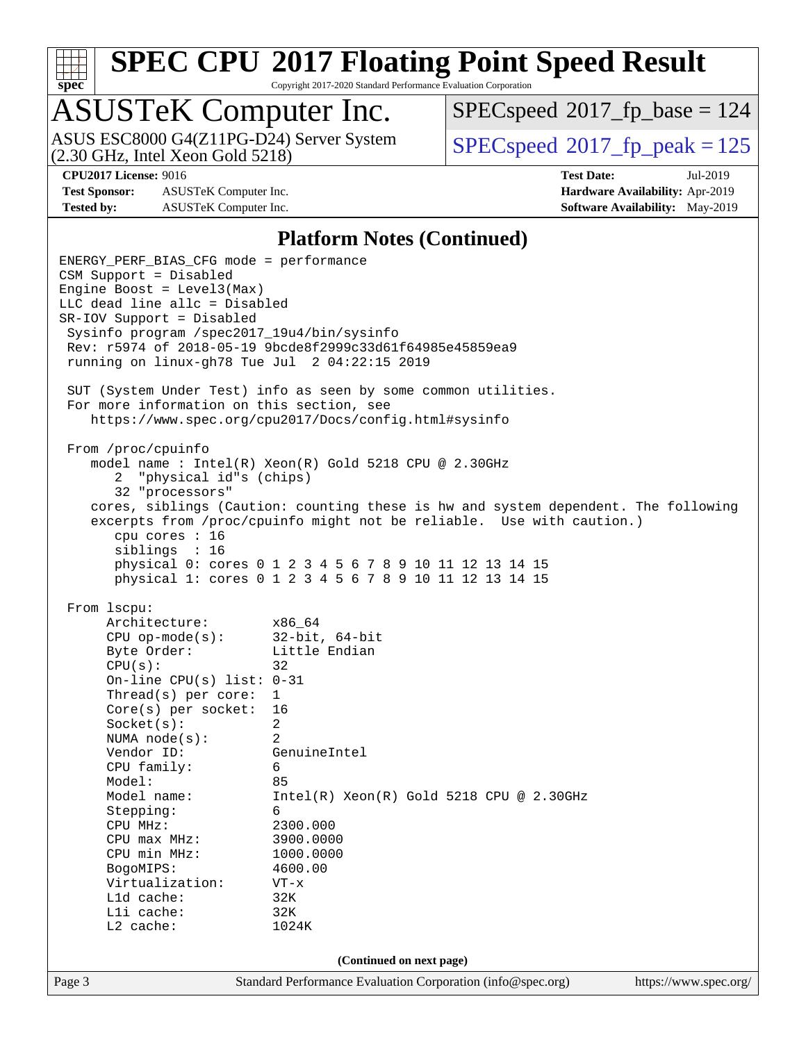## Platform Notes (Continued)

```
ENERGY_PERF_BIAS_CFG mode = performance
CSM Support = Disabled
Engine Boost = Level3(Max)
LLC dead line allc = Disabled
SR-IOV Support = Disabled
 Sysinfo program /spec2017_19u4/bin/sysinfo
 Rev: r5974 of 2018-05-19 9bcde8f2999c33d61f64985e45859ea9
 running on linux-gh78 Tue Jul  2 04:22:15 2019

 SUT (System Under Test) info as seen by some common utilities.
 For more information on this section, see
    https://www.spec.org/cpu2017/Docs/config.html#sysinfo

 From /proc/cpuinfo
    model name : Intel(R) Xeon(R) Gold 5218 CPU @ 2.30GHz
       2  "physical id"s (chips)
       32 "processors"
    cores, siblings (Caution: counting these is hw and system dependent. The following
    excerpts from /proc/cpuinfo might not be reliable.  Use with caution.)
       cpu cores : 16
       siblings  : 16
       physical 0: cores 0 1 2 3 4 5 6 7 8 9 10 11 12 13 14 15
       physical 1: cores 0 1 2 3 4 5 6 7 8 9 10 11 12 13 14 15

 From lscpu:
      Architecture:        x86_64
      CPU op-mode(s):      32-bit, 64-bit
      Byte Order:          Little Endian
      CPU(s):              32
      On-line CPU(s) list: 0-31
      Thread(s) per core:  1
      Core(s) per socket:  16
      Socket(s):           2
      NUMA node(s):        2
      Vendor ID:           GenuineIntel
      CPU family:          6
      Model:               85
      Model name:          Intel(R) Xeon(R) Gold 5218 CPU @ 2.30GHz
      Stepping:            6
      CPU MHz:             2300.000
      CPU max MHz:         3900.0000
      CPU min MHz:         1000.0000
      BogoMIPS:            4600.00
      Virtualization:      VT-x
      L1d cache:           32K
      L1i cache:           32K
      L2 cache:            1024K
```

(Continued on next page)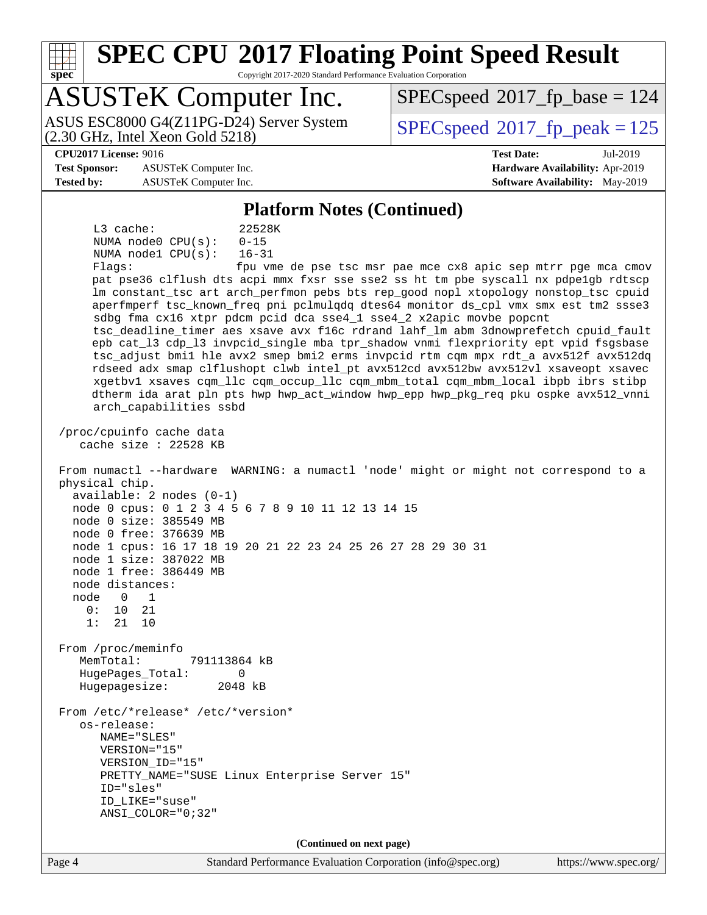## Platform Notes (Continued)

```
     L3 cache:              22528K
     NUMA node0 CPU(s):     0-15
     NUMA node1 CPU(s):     16-31
     Flags:                 fpu vme de pse tsc msr pae mce cx8 apic sep mtrr pge mca cmov
     pat pse36 clflush dts acpi mmx fxsr sse sse2 ss ht tm pbe syscall nx pdpe1gb rdtscp
     lm constant_tsc art arch_perfmon pebs bts rep_good nopl xtopology nonstop_tsc cpuid
     aperfmperf tsc_known_freq pni pclmulqdq dtes64 monitor ds_cpl vmx smx est tm2 ssse3
     sdbg fma cx16 xtpr pdcm pcid dca sse4_1 sse4_2 x2apic movbe popcnt
     tsc_deadline_timer aes xsave avx f16c rdrand lahf_lm abm 3dnowprefetch cpuid_fault
     epb cat_l3 cdp_l3 invpcid_single mba tpr_shadow vnmi flexpriority ept vpid fsgsbase
     tsc_adjust bmi1 hle avx2 smep bmi2 erms invpcid rtm cqm mpx rdt_a avx512f avx512dq
     rdseed adx smap clflushopt clwb intel_pt avx512cd avx512bw avx512vl xsaveopt xsavec
     xgetbv1 xsaves cqm_llc cqm_occup_llc cqm_mbm_total cqm_mbm_local ibpb ibrs stibp
     dtherm ida arat pln pts hwp hwp_act_window hwp_epp hwp_pkg_req pku ospke avx512_vnni
     arch_capabilities ssbd

 /proc/cpuinfo cache data
    cache size : 22528 KB

 From numactl --hardware  WARNING: a numactl 'node' might or might not correspond to a
 physical chip.
   available: 2 nodes (0-1)
   node 0 cpus: 0 1 2 3 4 5 6 7 8 9 10 11 12 13 14 15
   node 0 size: 385549 MB
   node 0 free: 376639 MB
   node 1 cpus: 16 17 18 19 20 21 22 23 24 25 26 27 28 29 30 31
   node 1 size: 387022 MB
   node 1 free: 386449 MB
   node distances:
   node   0   1
     0:  10  21
     1:  21  10

 From /proc/meminfo
    MemTotal:       791113864 kB
    HugePages_Total:       0
    Hugepagesize:       2048 kB

 From /etc/*release* /etc/*version*
    os-release:
       NAME="SLES"
       VERSION="15"
       VERSION_ID="15"
       PRETTY_NAME="SUSE Linux Enterprise Server 15"
       ID="sles"
       ID_LIKE="suse"
       ANSI_COLOR="0;32"
```

**(Continued on next page)**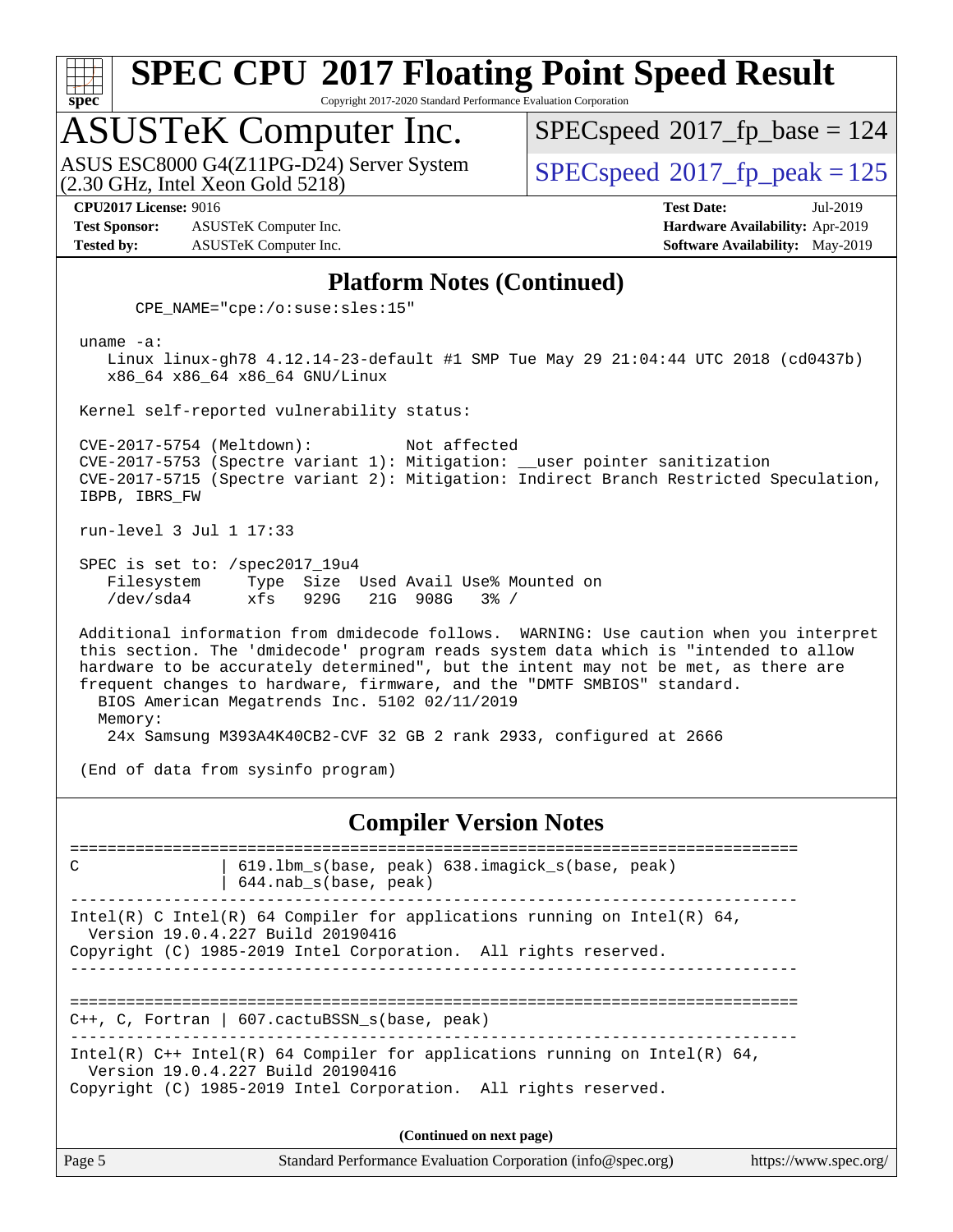## Platform Notes (Continued)

```
      CPE_NAME="cpe:/o:suse:sles:15"

 uname -a:
    Linux linux-gh78 4.12.14-23-default #1 SMP Tue May 29 21:04:44 UTC 2018 (cd0437b)
    x86_64 x86_64 x86_64 GNU/Linux

 Kernel self-reported vulnerability status:

 CVE-2017-5754 (Meltdown):          Not affected
 CVE-2017-5753 (Spectre variant 1): Mitigation: __user pointer sanitization
 CVE-2017-5715 (Spectre variant 2): Mitigation: Indirect Branch Restricted Speculation,
 IBPB, IBRS_FW

 run-level 3 Jul 1 17:33

 SPEC is set to: /spec2017_19u4
    Filesystem     Type  Size  Used Avail Use% Mounted on
    /dev/sda4      xfs   929G   21G  908G   3% /

 Additional information from dmidecode follows.  WARNING: Use caution when you interpret
 this section. The 'dmidecode' program reads system data which is "intended to allow
 hardware to be accurately determined", but the intent may not be met, as there are
 frequent changes to hardware, firmware, and the "DMTF SMBIOS" standard.
   BIOS American Megatrends Inc. 5102 02/11/2019
   Memory:
    24x Samsung M393A4K40CB2-CVF 32 GB 2 rank 2933, configured at 2666

 (End of data from sysinfo program)
```

## Compiler Version Notes

```
==============================================================================
C               | 619.lbm_s(base, peak) 638.imagick_s(base, peak)
                | 644.nab_s(base, peak)
------------------------------------------------------------------------------
Intel(R) C Intel(R) 64 Compiler for applications running on Intel(R) 64,
  Version 19.0.4.227 Build 20190416
Copyright (C) 1985-2019 Intel Corporation.  All rights reserved.
------------------------------------------------------------------------------

==============================================================================
C++, C, Fortran | 607.cactuBSSN_s(base, peak)
------------------------------------------------------------------------------
Intel(R) C++ Intel(R) 64 Compiler for applications running on Intel(R) 64,
  Version 19.0.4.227 Build 20190416
Copyright (C) 1985-2019 Intel Corporation.  All rights reserved.
```

**(Continued on next page)**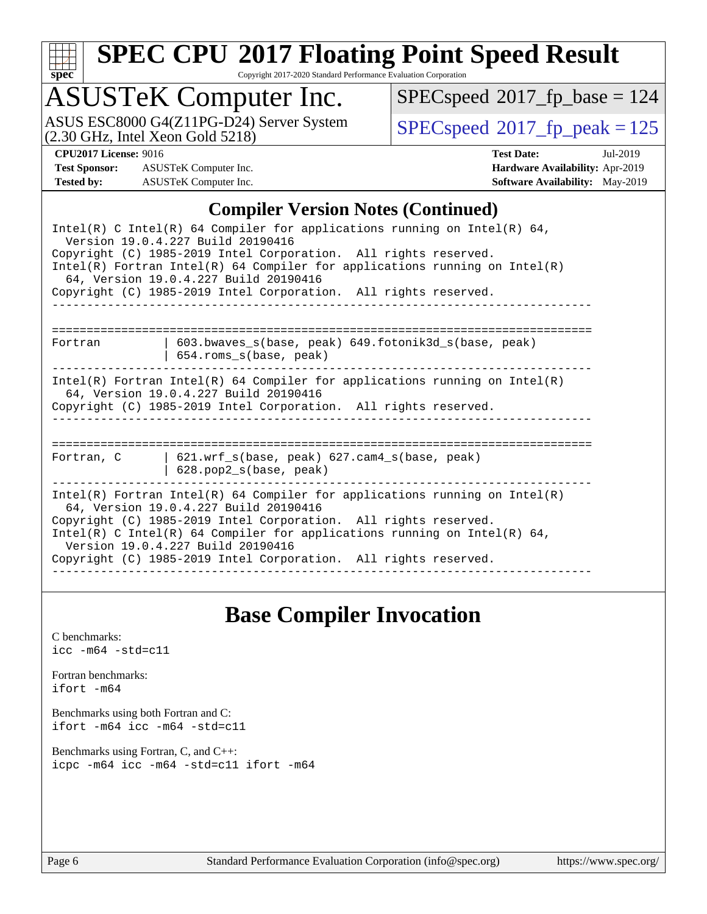# SPEC CPU 2017 Floating Point Speed Result

Copyright 2017-2020 Standard Performance Evaluation Corporation

## ASUSTeK Computer Inc.

ASUS ESC8000 G4(Z11PG-D24) Server System (2.30 GHz, Intel Xeon Gold 5218)

SPECspeed 2017_fp_base = 124

SPECspeed 2017_fp_peak = 125

**CPU2017 License:** 9016
**Test Sponsor:** ASUSTeK Computer Inc.
**Tested by:** ASUSTeK Computer Inc.

**Test Date:** Jul-2019
**Hardware Availability:** Apr-2019
**Software Availability:** May-2019

## Compiler Version Notes (Continued)

```
Intel(R) C Intel(R) 64 Compiler for applications running on Intel(R) 64,
  Version 19.0.4.227 Build 20190416
Copyright (C) 1985-2019 Intel Corporation.  All rights reserved.
Intel(R) Fortran Intel(R) 64 Compiler for applications running on Intel(R)
  64, Version 19.0.4.227 Build 20190416
Copyright (C) 1985-2019 Intel Corporation.  All rights reserved.
------------------------------------------------------------------------------

==============================================================================
Fortran         | 603.bwaves_s(base, peak) 649.fotonik3d_s(base, peak)
                | 654.roms_s(base, peak)
------------------------------------------------------------------------------
Intel(R) Fortran Intel(R) 64 Compiler for applications running on Intel(R)
  64, Version 19.0.4.227 Build 20190416
Copyright (C) 1985-2019 Intel Corporation.  All rights reserved.
------------------------------------------------------------------------------

==============================================================================
Fortran, C      | 621.wrf_s(base, peak) 627.cam4_s(base, peak)
                | 628.pop2_s(base, peak)
------------------------------------------------------------------------------
Intel(R) Fortran Intel(R) 64 Compiler for applications running on Intel(R)
  64, Version 19.0.4.227 Build 20190416
Copyright (C) 1985-2019 Intel Corporation.  All rights reserved.
Intel(R) C Intel(R) 64 Compiler for applications running on Intel(R) 64,
  Version 19.0.4.227 Build 20190416
Copyright (C) 1985-2019 Intel Corporation.  All rights reserved.
------------------------------------------------------------------------------
```

## Base Compiler Invocation

C benchmarks:
`icc -m64 -std=c11`

Fortran benchmarks:
`ifort -m64`

Benchmarks using both Fortran and C:
`ifort -m64 icc -m64 -std=c11`

Benchmarks using Fortran, C, and C++:
`icpc -m64 icc -m64 -std=c11 ifort -m64`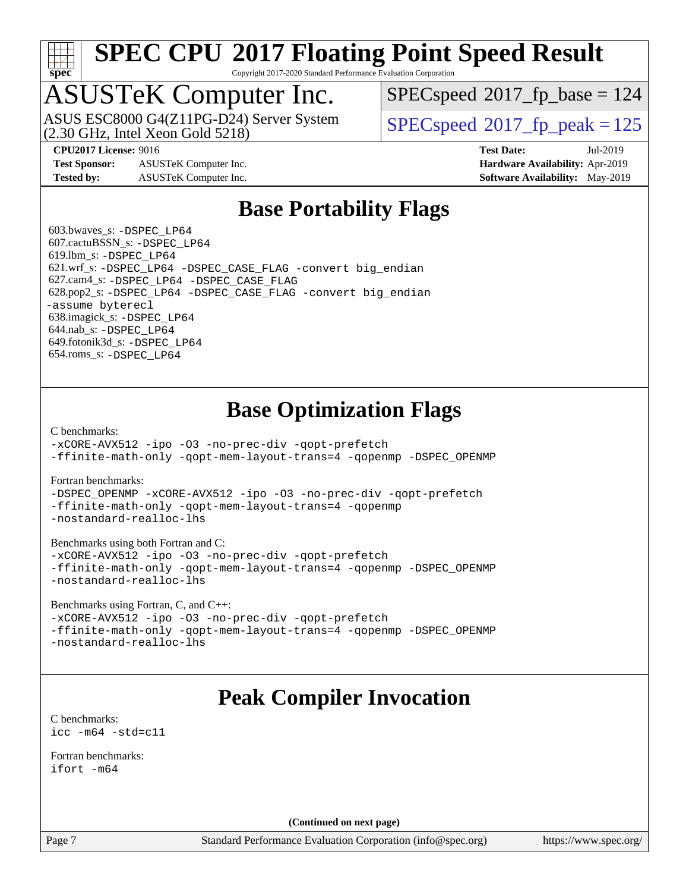# Base Portability Flags

603.bwaves_s: `-DSPEC_LP64`
607.cactuBSSN_s: `-DSPEC_LP64`
619.lbm_s: `-DSPEC_LP64`
621.wrf_s: `-DSPEC_LP64 -DSPEC_CASE_FLAG -convert big_endian`
627.cam4_s: `-DSPEC_LP64 -DSPEC_CASE_FLAG`
628.pop2_s: `-DSPEC_LP64 -DSPEC_CASE_FLAG -convert big_endian -assume byterecl`
638.imagick_s: `-DSPEC_LP64`
644.nab_s: `-DSPEC_LP64`
649.fotonik3d_s: `-DSPEC_LP64`
654.roms_s: `-DSPEC_LP64`

# Base Optimization Flags

C benchmarks:

```
-xCORE-AVX512 -ipo -O3 -no-prec-div -qopt-prefetch
-ffinite-math-only -qopt-mem-layout-trans=4 -qopenmp -DSPEC_OPENMP
```

Fortran benchmarks:

```
-DSPEC_OPENMP -xCORE-AVX512 -ipo -O3 -no-prec-div -qopt-prefetch
-ffinite-math-only -qopt-mem-layout-trans=4 -qopenmp
-nostandard-realloc-lhs
```

Benchmarks using both Fortran and C:

```
-xCORE-AVX512 -ipo -O3 -no-prec-div -qopt-prefetch
-ffinite-math-only -qopt-mem-layout-trans=4 -qopenmp -DSPEC_OPENMP
-nostandard-realloc-lhs
```

Benchmarks using Fortran, C, and C++:

```
-xCORE-AVX512 -ipo -O3 -no-prec-div -qopt-prefetch
-ffinite-math-only -qopt-mem-layout-trans=4 -qopenmp -DSPEC_OPENMP
-nostandard-realloc-lhs
```

# Peak Compiler Invocation

C benchmarks:

```
icc -m64 -std=c11
```

Fortran benchmarks:

```
ifort -m64
```

**(Continued on next page)**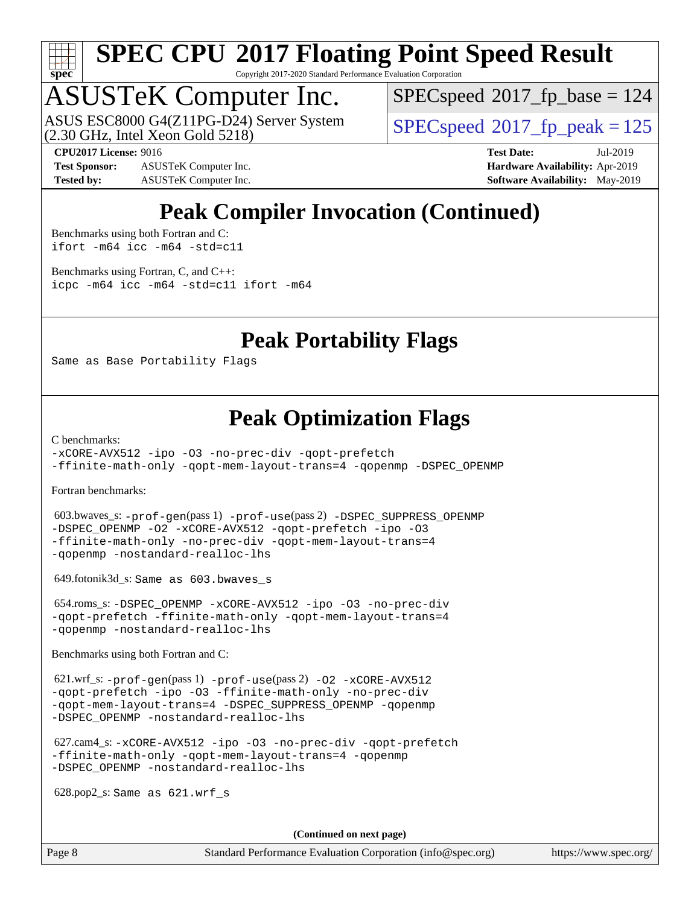# Peak Compiler Invocation (Continued)

Benchmarks using both Fortran and C:

```
ifort -m64 icc -m64 -std=c11
```

Benchmarks using Fortran, C, and C++:

```
icpc -m64 icc -m64 -std=c11 ifort -m64
```

# Peak Portability Flags

Same as Base Portability Flags

# Peak Optimization Flags

C benchmarks:

```
-xCORE-AVX512 -ipo -O3 -no-prec-div -qopt-prefetch
-ffinite-math-only -qopt-mem-layout-trans=4 -qopenmp -DSPEC_OPENMP
```

Fortran benchmarks:

603.bwaves_s: -prof-gen(pass 1) -prof-use(pass 2) -DSPEC_SUPPRESS_OPENMP -DSPEC_OPENMP -O2 -xCORE-AVX512 -qopt-prefetch -ipo -O3 -ffinite-math-only -no-prec-div -qopt-mem-layout-trans=4 -qopenmp -nostandard-realloc-lhs

649.fotonik3d_s: Same as 603.bwaves_s

654.roms_s: -DSPEC_OPENMP -xCORE-AVX512 -ipo -O3 -no-prec-div -qopt-prefetch -ffinite-math-only -qopt-mem-layout-trans=4 -qopenmp -nostandard-realloc-lhs

Benchmarks using both Fortran and C:

621.wrf_s: -prof-gen(pass 1) -prof-use(pass 2) -O2 -xCORE-AVX512 -qopt-prefetch -ipo -O3 -ffinite-math-only -no-prec-div -qopt-mem-layout-trans=4 -DSPEC_SUPPRESS_OPENMP -qopenmp -DSPEC_OPENMP -nostandard-realloc-lhs

627.cam4_s: -xCORE-AVX512 -ipo -O3 -no-prec-div -qopt-prefetch -ffinite-math-only -qopt-mem-layout-trans=4 -qopenmp -DSPEC_OPENMP -nostandard-realloc-lhs

628.pop2_s: Same as 621.wrf_s

**(Continued on next page)**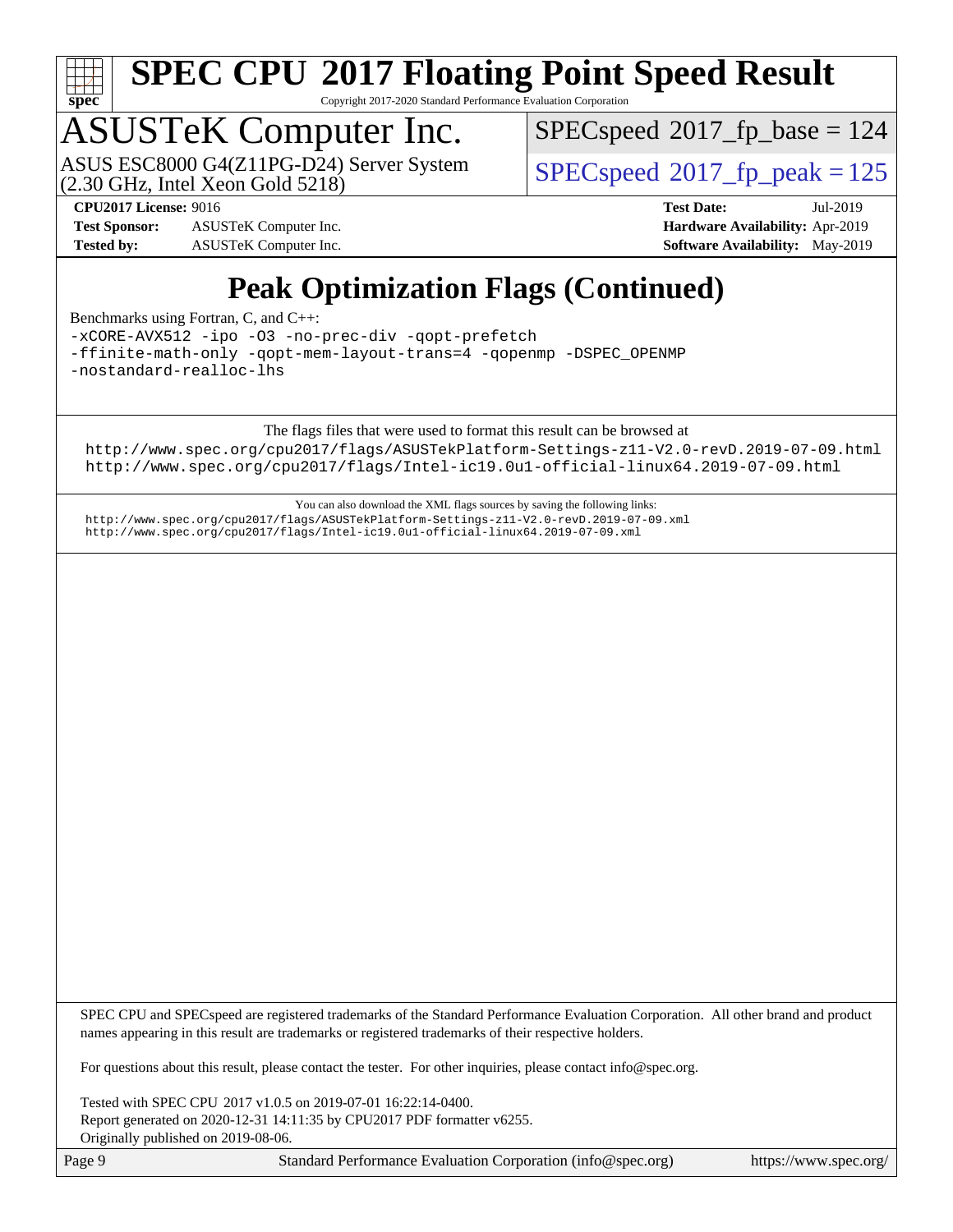# Peak Optimization Flags (Continued)

Benchmarks using Fortran, C, and C++:

```
-xCORE-AVX512 -ipo -O3 -no-prec-div -qopt-prefetch
-ffinite-math-only -qopt-mem-layout-trans=4 -qopenmp -DSPEC_OPENMP
-nostandard-realloc-lhs
```

The flags files that were used to format this result can be browsed at

http://www.spec.org/cpu2017/flags/ASUSTekPlatform-Settings-z11-V2.0-revD.2019-07-09.html
http://www.spec.org/cpu2017/flags/Intel-ic19.0u1-official-linux64.2019-07-09.html

You can also download the XML flags sources by saving the following links:

http://www.spec.org/cpu2017/flags/ASUSTekPlatform-Settings-z11-V2.0-revD.2019-07-09.xml
http://www.spec.org/cpu2017/flags/Intel-ic19.0u1-official-linux64.2019-07-09.xml

SPEC CPU and SPECspeed are registered trademarks of the Standard Performance Evaluation Corporation. All other brand and product names appearing in this result are trademarks or registered trademarks of their respective holders.

For questions about this result, please contact the tester. For other inquiries, please contact info@spec.org.

Tested with SPEC CPU 2017 v1.0.5 on 2019-07-01 16:22:14-0400.
Report generated on 2020-12-31 14:11:35 by CPU2017 PDF formatter v6255.
Originally published on 2019-08-06.